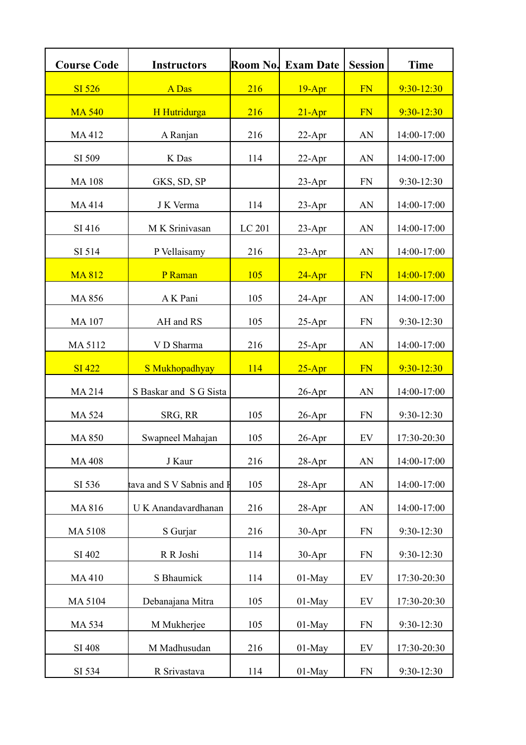| Course Code | Instructors | Room No. | Exam Date | Session | Time |
| --- | --- | --- | --- | --- | --- |
| SI 526 | A Das | 216 | 19-Apr | FN | 9:30-12:30 |
| MA 540 | H Hutridurga | 216 | 21-Apr | FN | 9:30-12:30 |
| MA 412 | A Ranjan | 216 | 22-Apr | AN | 14:00-17:00 |
| SI 509 | K Das | 114 | 22-Apr | AN | 14:00-17:00 |
| MA 108 | GKS, SD, SP | | 23-Apr | FN | 9:30-12:30 |
| MA 414 | J K Verma | 114 | 23-Apr | AN | 14:00-17:00 |
| SI 416 | M K Srinivasan | LC 201 | 23-Apr | AN | 14:00-17:00 |
| SI 514 | P Vellaisamy | 216 | 23-Apr | AN | 14:00-17:00 |
| MA 812 | P Raman | 105 | 24-Apr | FN | 14:00-17:00 |
| MA 856 | A K Pani | 105 | 24-Apr | AN | 14:00-17:00 |
| MA 107 | AH and RS | 105 | 25-Apr | FN | 9:30-12:30 |
| MA 5112 | V D Sharma | 216 | 25-Apr | AN | 14:00-17:00 |
| SI 422 | S Mukhopadhyay | 114 | 25-Apr | FN | 9:30-12:30 |
| MA 214 | S Baskar and S G Sista | | 26-Apr | AN | 14:00-17:00 |
| MA 524 | SRG, RR | 105 | 26-Apr | FN | 9:30-12:30 |
| MA 850 | Swapneel Mahajan | 105 | 26-Apr | EV | 17:30-20:30 |
| MA 408 | J Kaur | 216 | 28-Apr | AN | 14:00-17:00 |
| SI 536 | tava and S V Sabnis and F | 105 | 28-Apr | AN | 14:00-17:00 |
| MA 816 | U K Anandavardhanan | 216 | 28-Apr | AN | 14:00-17:00 |
| MA 5108 | S Gurjar | 216 | 30-Apr | FN | 9:30-12:30 |
| SI 402 | R R Joshi | 114 | 30-Apr | FN | 9:30-12:30 |
| MA 410 | S Bhaumick | 114 | 01-May | EV | 17:30-20:30 |
| MA 5104 | Debanajana Mitra | 105 | 01-May | EV | 17:30-20:30 |
| MA 534 | M Mukherjee | 105 | 01-May | FN | 9:30-12:30 |
| SI 408 | M Madhusudan | 216 | 01-May | EV | 17:30-20:30 |
| SI 534 | R Srivastava | 114 | 01-May | FN | 9:30-12:30 |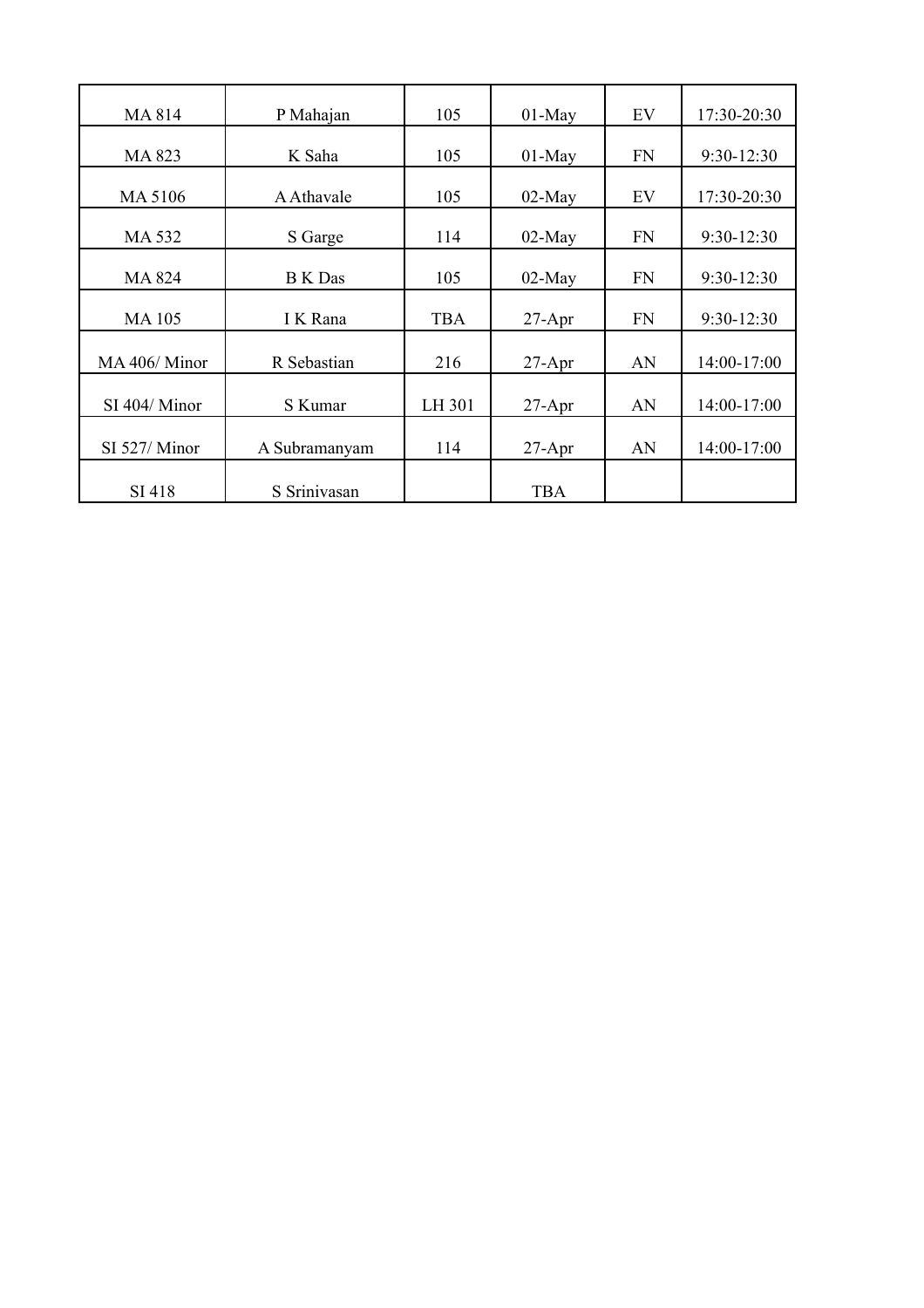| | | | | | |
|---|---|---|---|---|---|
| MA 814 | P Mahajan | 105 | 01-May | EV | 17:30-20:30 |
| MA 823 | K Saha | 105 | 01-May | FN | 9:30-12:30 |
| MA 5106 | A Athavale | 105 | 02-May | EV | 17:30-20:30 |
| MA 532 | S Garge | 114 | 02-May | FN | 9:30-12:30 |
| MA 824 | B K Das | 105 | 02-May | FN | 9:30-12:30 |
| MA 105 | I K Rana | TBA | 27-Apr | FN | 9:30-12:30 |
| MA 406/ Minor | R Sebastian | 216 | 27-Apr | AN | 14:00-17:00 |
| SI 404/ Minor | S Kumar | LH 301 | 27-Apr | AN | 14:00-17:00 |
| SI 527/ Minor | A Subramanyam | 114 | 27-Apr | AN | 14:00-17:00 |
| SI 418 | S Srinivasan | | TBA | | |